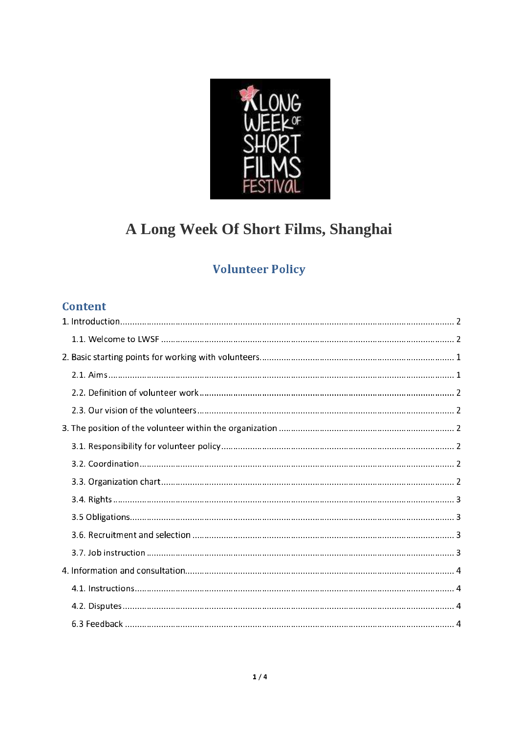# A Long Week Of Short Films, Shanghai

## Volunteer Policy

### Content

1. Introduction........................................................................................................ 2
   - 1.1. Welcome to LWSF ........................................................................................ 2
2. Basic starting points for working with volunteers................................................... 1
   - 2.1. Aims.......................................................................................................... 1
   - 2.2. Definition of volunteer work........................................................................... 2
   - 2.3. Our vision of the volunteers........................................................................... 2
3. The position of the volunteer within the organization ............................................ 2
   - 3.1. Responsibility for volunteer policy................................................................... 2
   - 3.2. Coordination............................................................................................... 2
   - 3.3. Organization chart........................................................................................ 2
   - 3.4. Rights ........................................................................................................ 3
   - 3.5 Obligations.................................................................................................. 3
   - 3.6. Recruitment and selection ............................................................................. 3
   - 3.7. Job instruction ............................................................................................ 3
4. Information and consultation.............................................................................. 4
   - 4.1. Instructions................................................................................................. 4
   - 4.2. Disputes..................................................................................................... 4
   - 6.3 Feedback .................................................................................................... 4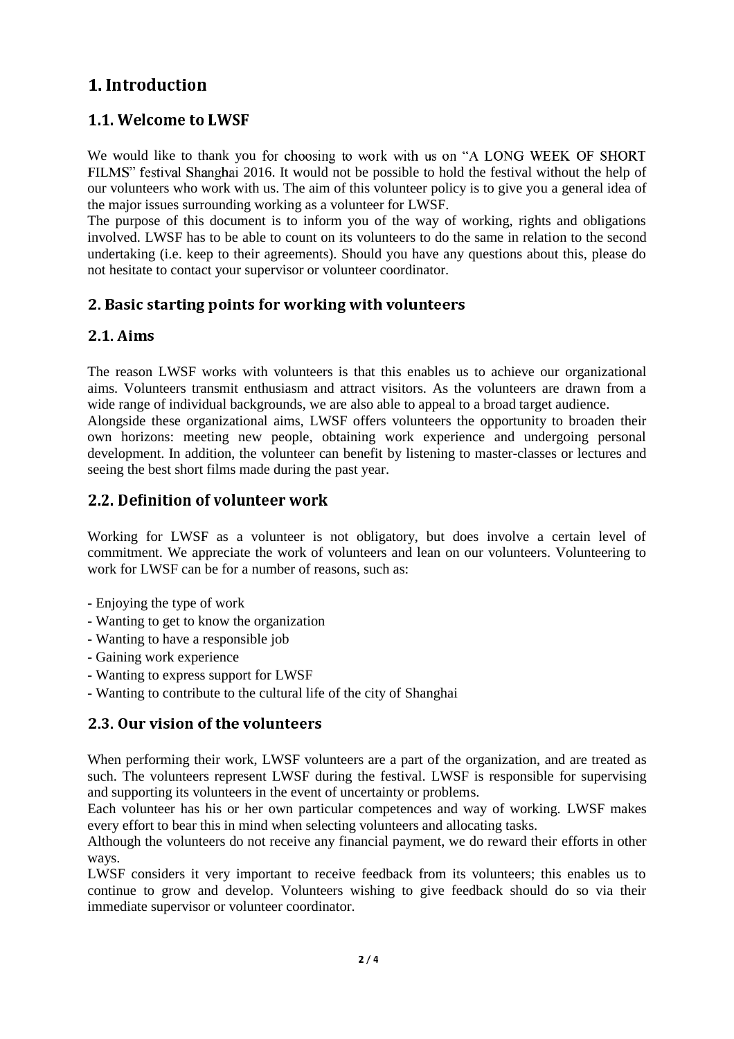# 1. Introduction

## 1.1. Welcome to LWSF

We would like to thank you for choosing to work with us on "A LONG WEEK OF SHORT FILMS" festival Shanghai 2016. It would not be possible to hold the festival without the help of our volunteers who work with us. The aim of this volunteer policy is to give you a general idea of the major issues surrounding working as a volunteer for LWSF.

The purpose of this document is to inform you of the way of working, rights and obligations involved. LWSF has to be able to count on its volunteers to do the same in relation to the second undertaking (i.e. keep to their agreements). Should you have any questions about this, please do not hesitate to contact your supervisor or volunteer coordinator.

# 2. Basic starting points for working with volunteers

## 2.1. Aims

The reason LWSF works with volunteers is that this enables us to achieve our organizational aims. Volunteers transmit enthusiasm and attract visitors. As the volunteers are drawn from a wide range of individual backgrounds, we are also able to appeal to a broad target audience.

Alongside these organizational aims, LWSF offers volunteers the opportunity to broaden their own horizons: meeting new people, obtaining work experience and undergoing personal development. In addition, the volunteer can benefit by listening to master-classes or lectures and seeing the best short films made during the past year.

## 2.2. Definition of volunteer work

Working for LWSF as a volunteer is not obligatory, but does involve a certain level of commitment. We appreciate the work of volunteers and lean on our volunteers. Volunteering to work for LWSF can be for a number of reasons, such as:

- Enjoying the type of work
- Wanting to get to know the organization
- Wanting to have a responsible job
- Gaining work experience
- Wanting to express support for LWSF
- Wanting to contribute to the cultural life of the city of Shanghai

## 2.3. Our vision of the volunteers

When performing their work, LWSF volunteers are a part of the organization, and are treated as such. The volunteers represent LWSF during the festival. LWSF is responsible for supervising and supporting its volunteers in the event of uncertainty or problems.

Each volunteer has his or her own particular competences and way of working. LWSF makes every effort to bear this in mind when selecting volunteers and allocating tasks.

Although the volunteers do not receive any financial payment, we do reward their efforts in other ways.

LWSF considers it very important to receive feedback from its volunteers; this enables us to continue to grow and develop. Volunteers wishing to give feedback should do so via their immediate supervisor or volunteer coordinator.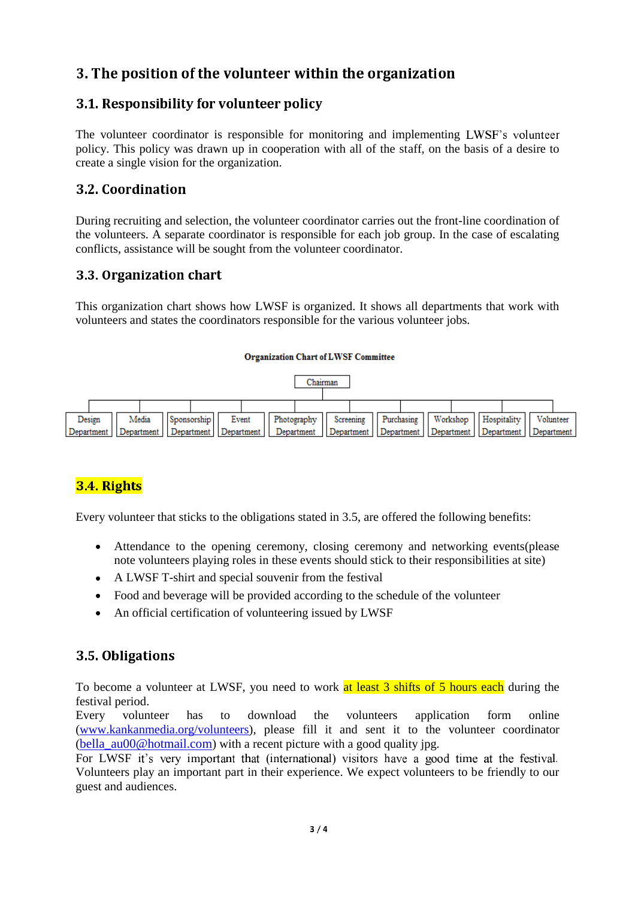## 3. The position of the volunteer within the organization

### 3.1. Responsibility for volunteer policy

The volunteer coordinator is responsible for monitoring and implementing LWSF's volunteer policy. This policy was drawn up in cooperation with all of the staff, on the basis of a desire to create a single vision for the organization.

### 3.2. Coordination

During recruiting and selection, the volunteer coordinator carries out the front-line coordination of the volunteers. A separate coordinator is responsible for each job group. In the case of escalating conflicts, assistance will be sought from the volunteer coordinator.

### 3.3. Organization chart

This organization chart shows how LWSF is organized. It shows all departments that work with volunteers and states the coordinators responsible for the various volunteer jobs.

**Organization Chart of LWSF Committee**

- Chairman
  - Design Department
  - Media Department
  - Sponsorship Department
  - Event Department
  - Photography Department
  - Screening Department
  - Purchasing Department
  - Workshop Department
  - Hospitality Department
  - Volunteer Department

### 3.4. Rights

Every volunteer that sticks to the obligations stated in 3.5, are offered the following benefits:

- Attendance to the opening ceremony, closing ceremony and networking events(please note volunteers playing roles in these events should stick to their responsibilities at site)
- A LWSF T-shirt and special souvenir from the festival
- Food and beverage will be provided according to the schedule of the volunteer
- An official certification of volunteering issued by LWSF

### 3.5. Obligations

To become a volunteer at LWSF, you need to work at least 3 shifts of 5 hours each during the festival period.
Every volunteer has to download the volunteers application form online (www.kankanmedia.org/volunteers), please fill it and sent it to the volunteer coordinator (bella_au00@hotmail.com) with a recent picture with a good quality jpg.
For LWSF it's very important that (international) visitors have a good time at the festival. Volunteers play an important part in their experience. We expect volunteers to be friendly to our guest and audiences.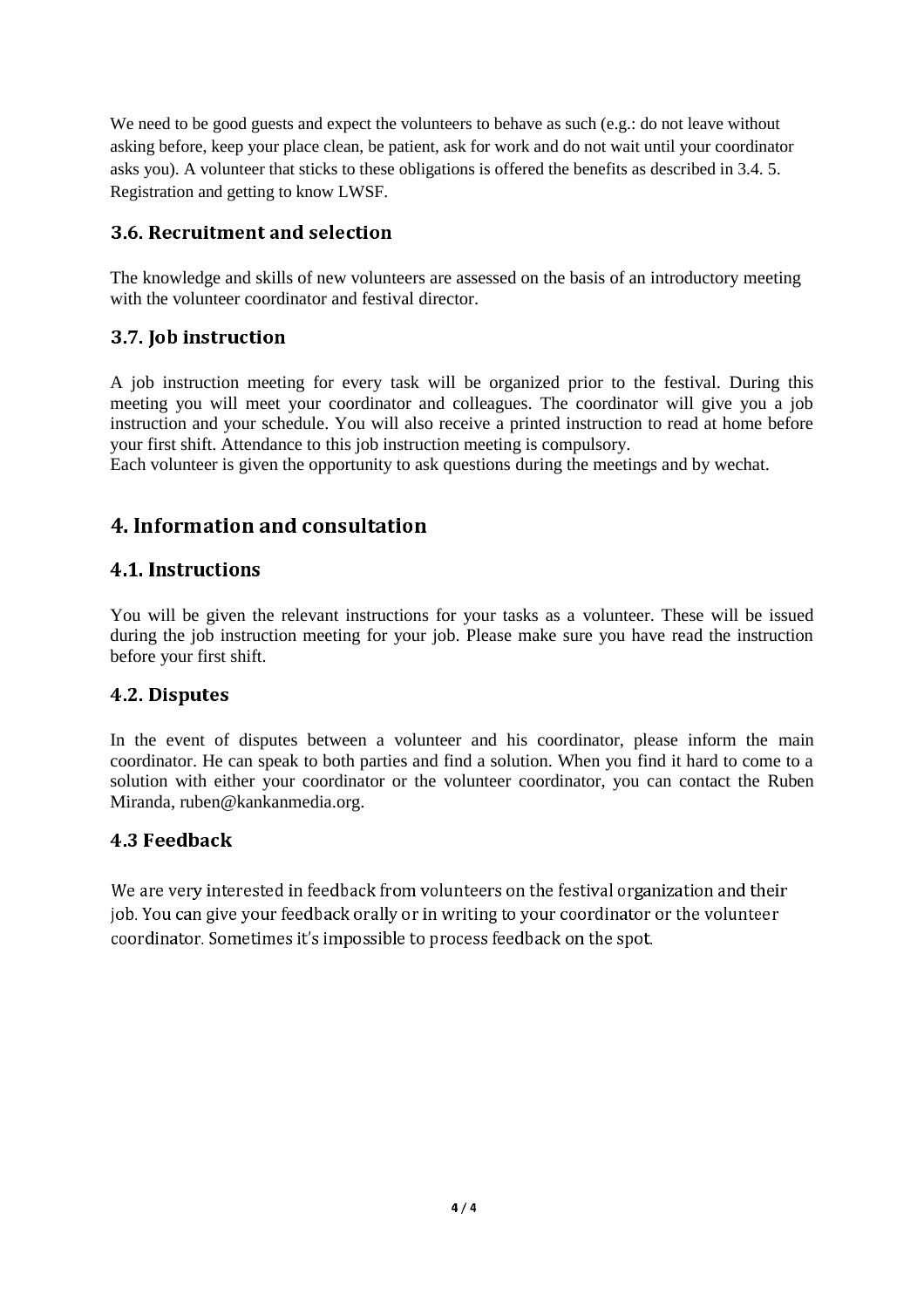We need to be good guests and expect the volunteers to behave as such (e.g.: do not leave without asking before, keep your place clean, be patient, ask for work and do not wait until your coordinator asks you). A volunteer that sticks to these obligations is offered the benefits as described in 3.4. 5. Registration and getting to know LWSF.

### 3.6. Recruitment and selection

The knowledge and skills of new volunteers are assessed on the basis of an introductory meeting with the volunteer coordinator and festival director.

### 3.7. Job instruction

A job instruction meeting for every task will be organized prior to the festival. During this meeting you will meet your coordinator and colleagues. The coordinator will give you a job instruction and your schedule. You will also receive a printed instruction to read at home before your first shift. Attendance to this job instruction meeting is compulsory.
Each volunteer is given the opportunity to ask questions during the meetings and by wechat.

## 4. Information and consultation

### 4.1. Instructions

You will be given the relevant instructions for your tasks as a volunteer. These will be issued during the job instruction meeting for your job. Please make sure you have read the instruction before your first shift.

### 4.2. Disputes

In the event of disputes between a volunteer and his coordinator, please inform the main coordinator. He can speak to both parties and find a solution. When you find it hard to come to a solution with either your coordinator or the volunteer coordinator, you can contact the Ruben Miranda, ruben@kankanmedia.org.

### 4.3 Feedback

We are very interested in feedback from volunteers on the festival organization and their job. You can give your feedback orally or in writing to your coordinator or the volunteer coordinator. Sometimes it's impossible to process feedback on the spot.